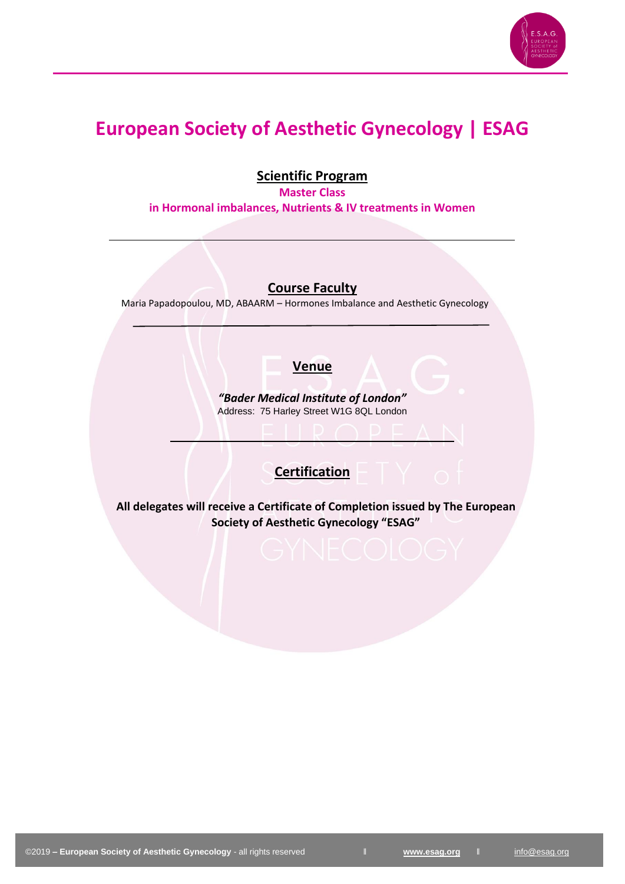# European Society of Aesthetic Gynecology | ESAG

## Scientific Program

**Master Class**

**in Hormonal imbalances, Nutrients & IV treatments in Women**

---

## Course Faculty

Maria Papadopoulou, MD, ABAARM – Hormones Imbalance and Aesthetic Gynecology

---

## Venue

***"Bader Medical Institute of London"***

Address: 75 Harley Street W1G 8QL London

---

## Certification

**All delegates will receive a Certificate of Completion issued by The European Society of Aesthetic Gynecology "ESAG"**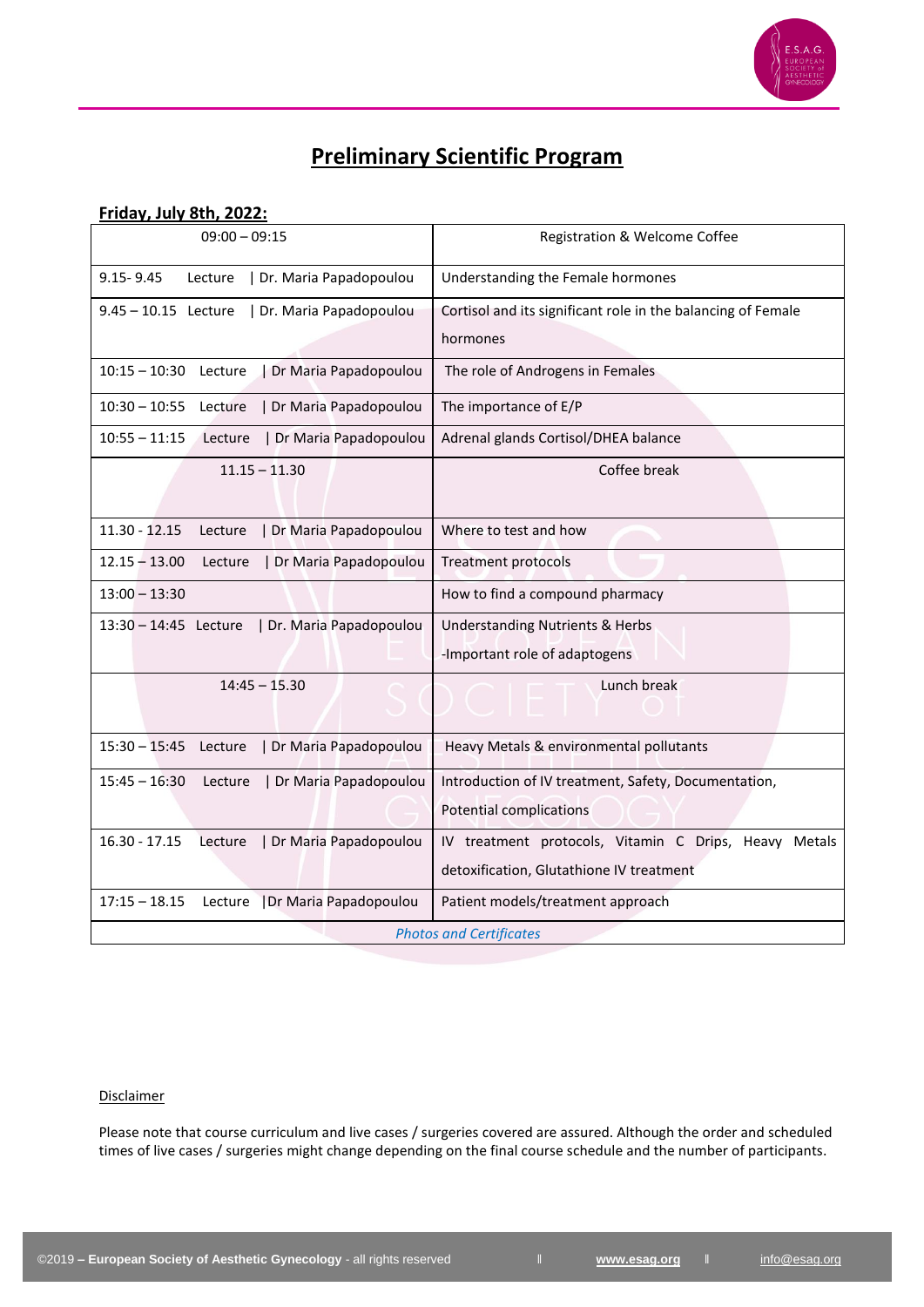# Preliminary Scientific Program

**Friday, July 8th, 2022:**

| | |
|---|---|
| 09:00 – 09:15 | Registration & Welcome Coffee |
| 9.15- 9.45 Lecture \| Dr. Maria Papadopoulou | Understanding the Female hormones |
| 9.45 – 10.15 Lecture \| Dr. Maria Papadopoulou | Cortisol and its significant role in the balancing of Female hormones |
| 10:15 – 10:30 Lecture \| Dr Maria Papadopoulou | The role of Androgens in Females |
| 10:30 – 10:55 Lecture \| Dr Maria Papadopoulou | The importance of E/P |
| 10:55 – 11:15 Lecture \| Dr Maria Papadopoulou | Adrenal glands Cortisol/DHEA balance |
| 11.15 – 11.30 | Coffee break |
| 11.30 - 12.15 Lecture \| Dr Maria Papadopoulou | Where to test and how |
| 12.15 – 13.00 Lecture \| Dr Maria Papadopoulou | Treatment protocols |
| 13:00 – 13:30 | How to find a compound pharmacy |
| 13:30 – 14:45 Lecture \| Dr. Maria Papadopoulou | Understanding Nutrients & Herbs<br>-Important role of adaptogens |
| 14:45 – 15.30 | Lunch break |
| 15:30 – 15:45 Lecture \| Dr Maria Papadopoulou | Heavy Metals & environmental pollutants |
| 15:45 – 16:30 Lecture \| Dr Maria Papadopoulou | Introduction of IV treatment, Safety, Documentation, Potential complications |
| 16.30 - 17.15 Lecture \| Dr Maria Papadopoulou | IV treatment protocols, Vitamin C Drips, Heavy Metals detoxification, Glutathione IV treatment |
| 17:15 – 18.15 Lecture \|Dr Maria Papadopoulou | Patient models/treatment approach |
| *Photos and Certificates* | |

Disclaimer

Please note that course curriculum and live cases / surgeries covered are assured. Although the order and scheduled times of live cases / surgeries might change depending on the final course schedule and the number of participants.